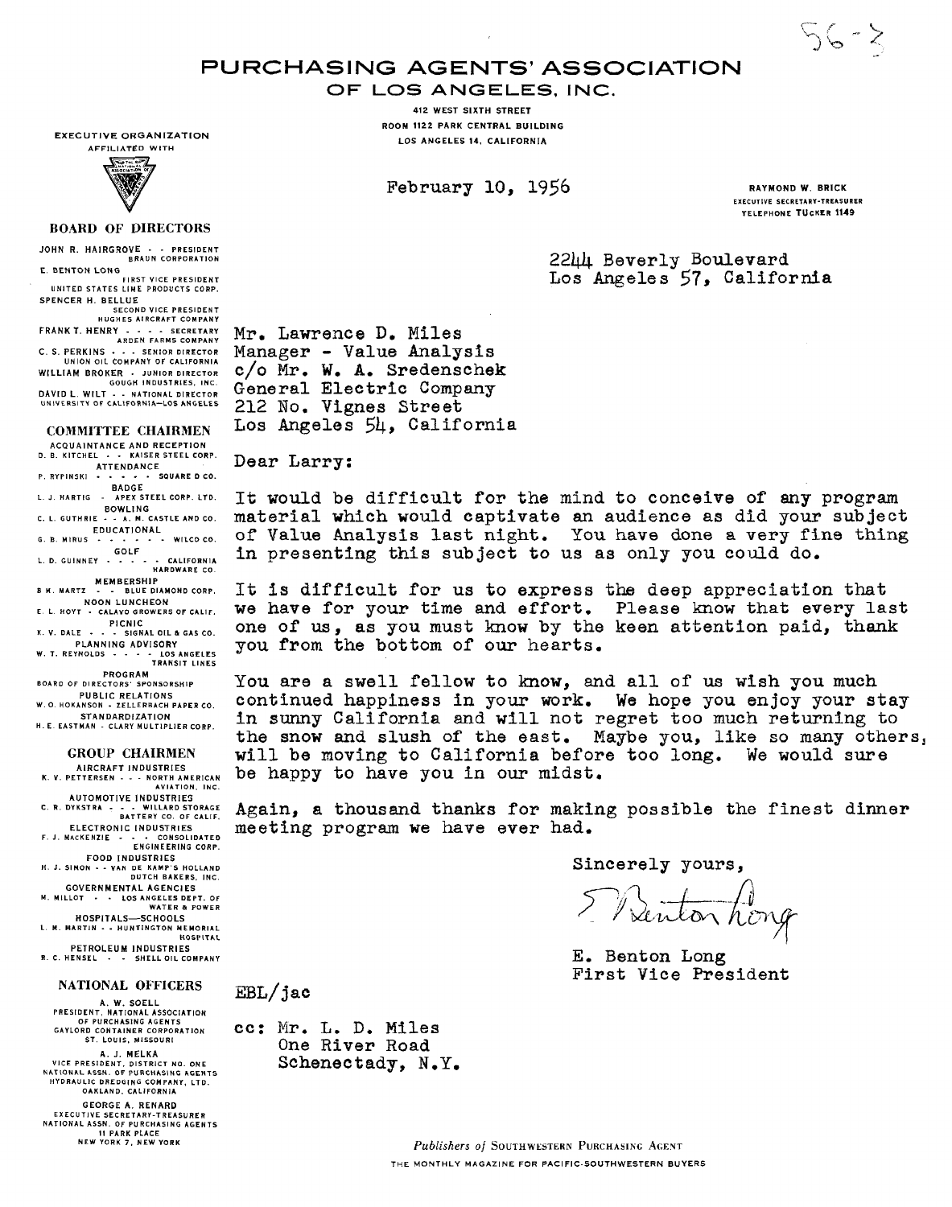56-3

# PURCHASING AGENTS' ASSOCIATION
## OF LOS ANGELES, INC.

412 WEST SIXTH STREET
ROOM 1122 PARK CENTRAL BUILDING
LOS ANGELES 14, CALIFORNIA

EXECUTIVE ORGANIZATION
AFFILIATED WITH

RAYMOND W. BRICK
EXECUTIVE SECRETARY-TREASURER
TELEPHONE TUCKER 1149

**BOARD OF DIRECTORS**

JOHN R. HAIRGROVE - - PRESIDENT
BRAUN CORPORATION

E. BENTON LONG
FIRST VICE PRESIDENT
UNITED STATES LIME PRODUCTS CORP.

SPENCER H. BELLUE
SECOND VICE PRESIDENT
HUGHES AIRCRAFT COMPANY

FRANK T. HENRY - - - - SECRETARY
ARDEN FARMS COMPANY

C. S. PERKINS - - - SENIOR DIRECTOR
UNION OIL COMPANY OF CALIFORNIA

WILLIAM BROKER - JUNIOR DIRECTOR
GOUGH INDUSTRIES, INC.

DAVID L. WILT - - NATIONAL DIRECTOR
UNIVERSITY OF CALIFORNIA—LOS ANGELES

**COMMITTEE CHAIRMEN**

ACQUAINTANCE AND RECEPTION
D. B. KITCHEL - - KAISER STEEL CORP.

ATTENDANCE
P. RYPINSKI - - - - - SQUARE D CO.

BADGE
L. J. HARTIG - APEX STEEL CORP. LTD.

BOWLING
C. L. GUTHRIE - - A. M. CASTLE AND CO.

EDUCATIONAL
G. B. MIRUS - - - - - - WILCO CO.

GOLF
L. D. GUINNEY - - - - - CALIFORNIA HARDWARE CO.

MEMBERSHIP
B. H. MARTZ - - BLUE DIAMOND CORP.

NOON LUNCHEON
E. L. HOYT - CALAVO GROWERS OF CALIF.

PICNIC
K. V. DALE - - - SIGNAL OIL & GAS CO.

PLANNING ADVISORY
W. T. REYNOLDS - - - - LOS ANGELES TRANSIT LINES

PROGRAM
BOARD OF DIRECTORS' SPONSORSHIP

PUBLIC RELATIONS
W. O. HOKANSON - ZELLERBACH PAPER CO.

STANDARDIZATION
H. E. EASTMAN - CLARY MULTIPLIER CORP.

**GROUP CHAIRMEN**

AIRCRAFT INDUSTRIES
K. V. PETTERSEN - - - NORTH AMERICAN AVIATION, INC.

AUTOMOTIVE INDUSTRIES
C. R. DYKSTRA - - - WILLARD STORAGE BATTERY CO. OF CALIF.

ELECTRONIC INDUSTRIES
F. J. MACKENZIE - - - CONSOLIDATED ENGINEERING CORP.

FOOD INDUSTRIES
H. J. SIMON - - VAN DE KAMP'S HOLLAND DUTCH BAKERS, INC.

GOVERNMENTAL AGENCIES
M. MILLOT - - LOS ANGELES DEPT. OF WATER & POWER

HOSPITALS—SCHOOLS
L. M. MARTIN - - HUNTINGTON MEMORIAL HOSPITAL

PETROLEUM INDUSTRIES
R. C. HENSEL - - SHELL OIL COMPANY

**NATIONAL OFFICERS**

A. W. SOELL
PRESIDENT, NATIONAL ASSOCIATION OF PURCHASING AGENTS
GAYLORD CONTAINER CORPORATION
ST. LOUIS, MISSOURI

A. J. MELKA
VICE PRESIDENT, DISTRICT NO. ONE
NATIONAL ASSN. OF PURCHASING AGENTS
HYDRAULIC DREDGING COMPANY, LTD.
OAKLAND, CALIFORNIA

GEORGE A. RENARD
EXECUTIVE SECRETARY-TREASURER
NATIONAL ASSN. OF PURCHASING AGENTS
11 PARK PLACE
NEW YORK 7, NEW YORK

---

February 10, 1956

2244 Beverly Boulevard
Los Angeles 57, California

Mr. Lawrence D. Miles
Manager - Value Analysis
c/o Mr. W. A. Sredenschek
General Electric Company
212 No. Vignes Street
Los Angeles 54, California

Dear Larry:

It would be difficult for the mind to conceive of any program material which would captivate an audience as did your subject of Value Analysis last night. You have done a very fine thing in presenting this subject to us as only you could do.

It is difficult for us to express the deep appreciation that we have for your time and effort. Please know that every last one of us, as you must know by the keen attention paid, thank you from the bottom of our hearts.

You are a swell fellow to know, and all of us wish you much continued happiness in your work. We hope you enjoy your stay in sunny California and will not regret too much returning to the snow and slush of the east. Maybe you, like so many others, will be moving to California before too long. We would sure be happy to have you in our midst.

Again, a thousand thanks for making possible the finest dinner meeting program we have ever had.

Sincerely yours,

E. Benton Long

E. Benton Long
First Vice President

EBL/jac

cc: Mr. L. D. Miles
One River Road
Schenectady, N.Y.

*Publishers of* SOUTHWESTERN PURCHASING AGENT
THE MONTHLY MAGAZINE FOR PACIFIC-SOUTHWESTERN BUYERS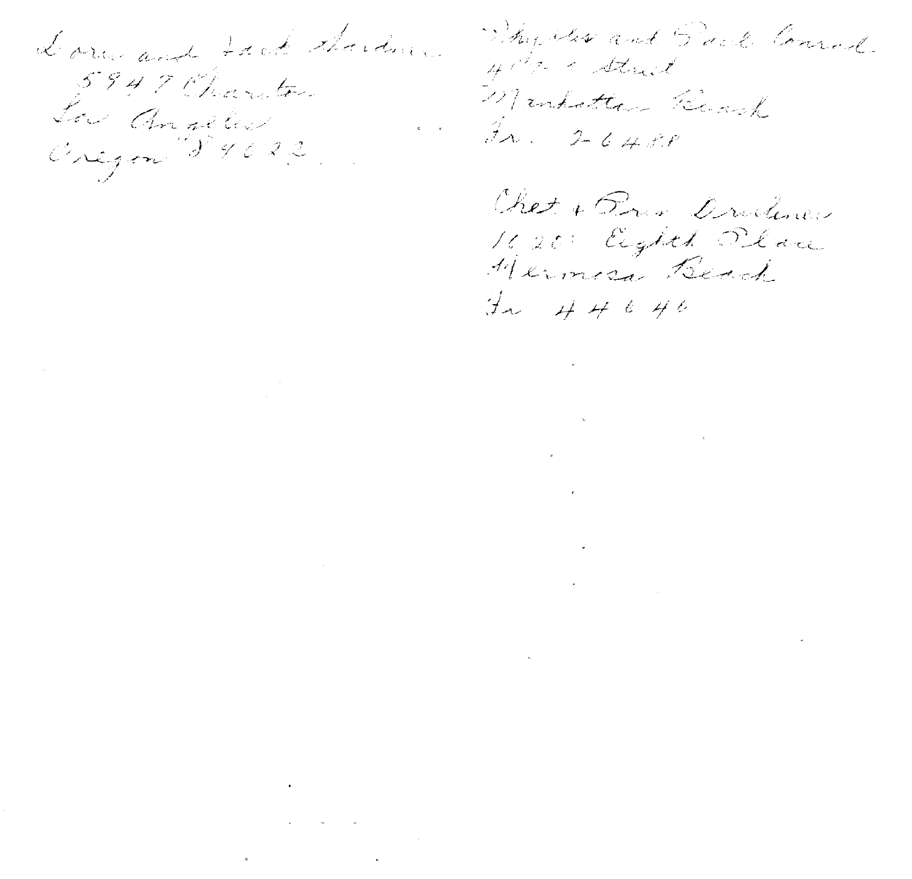Lorn and Jack Hardin
5947 Charlton
Los Angeles
Oregon 84022

Phyllis and Paul Conrad
4th Street
Manhattan Beach
Fr. 26400

Chet + Pru Ardimer
1120 Eighth Place
Hermosa Beach
Fr 44646